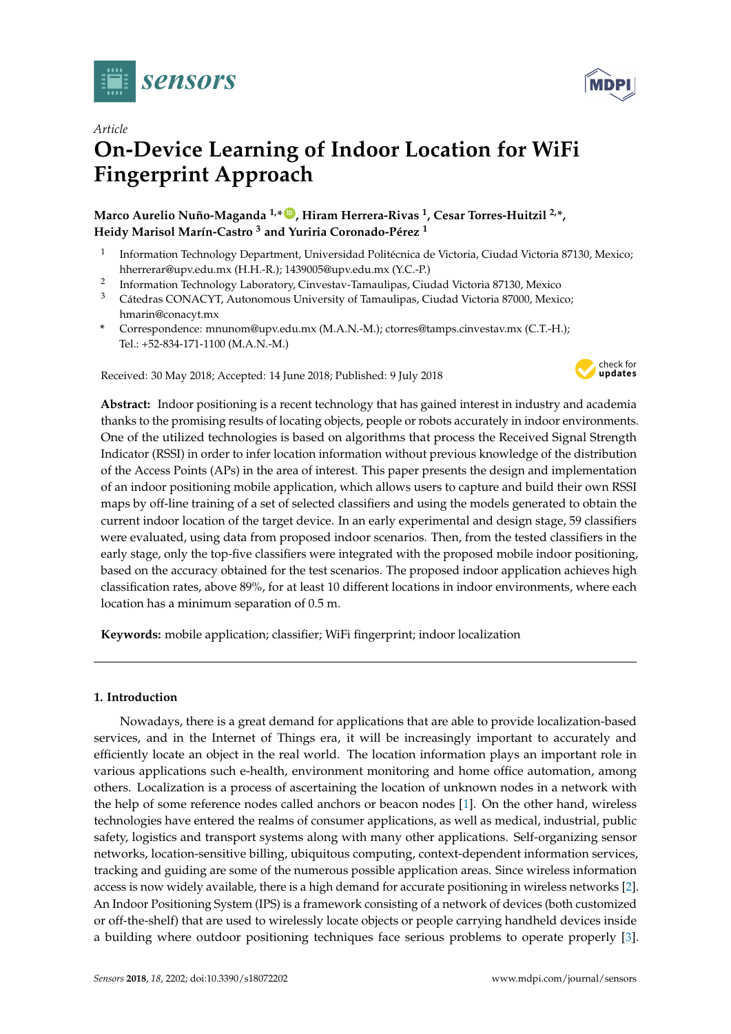*Article*

# On-Device Learning of Indoor Location for WiFi Fingerprint Approach

**Marco Aurelio Nuño-Maganda [1,*], Hiram Herrera-Rivas [1], Cesar Torres-Huitzil [2,*], Heidy Marisol Marín-Castro [3] and Yuriria Coronado-Pérez [1]**

1. Information Technology Department, Universidad Politécnica de Victoria, Ciudad Victoria 87130, Mexico; hherrerar@upv.edu.mx (H.H.-R.); 1439005@upv.edu.mx (Y.C.-P.)
2. Information Technology Laboratory, Cinvestav-Tamaulipas, Ciudad Victoria 87130, Mexico
3. Cátedras CONACYT, Autonomous University of Tamaulipas, Ciudad Victoria 87000, Mexico; hmarin@conacyt.mx

\* Correspondence: mnunom@upv.edu.mx (M.A.N.-M.); ctorres@tamps.cinvestav.mx (C.T.-H.); Tel.: +52-834-171-1100 (M.A.N.-M.)

Received: 30 May 2018; Accepted: 14 June 2018; Published: 9 July 2018

**Abstract:** Indoor positioning is a recent technology that has gained interest in industry and academia thanks to the promising results of locating objects, people or robots accurately in indoor environments. One of the utilized technologies is based on algorithms that process the Received Signal Strength Indicator (RSSI) in order to infer location information without previous knowledge of the distribution of the Access Points (APs) in the area of interest. This paper presents the design and implementation of an indoor positioning mobile application, which allows users to capture and build their own RSSI maps by off-line training of a set of selected classifiers and using the models generated to obtain the current indoor location of the target device. In an early experimental and design stage, 59 classifiers were evaluated, using data from proposed indoor scenarios. Then, from the tested classifiers in the early stage, only the top-five classifiers were integrated with the proposed mobile indoor positioning, based on the accuracy obtained for the test scenarios. The proposed indoor application achieves high classification rates, above 89%, for at least 10 different locations in indoor environments, where each location has a minimum separation of 0.5 m.

**Keywords:** mobile application; classifier; WiFi fingerprint; indoor localization

## 1. Introduction

Nowadays, there is a great demand for applications that are able to provide localization-based services, and in the Internet of Things era, it will be increasingly important to accurately and efficiently locate an object in the real world. The location information plays an important role in various applications such e-health, environment monitoring and home office automation, among others. Localization is a process of ascertaining the location of unknown nodes in a network with the help of some reference nodes called anchors or beacon nodes [1]. On the other hand, wireless technologies have entered the realms of consumer applications, as well as medical, industrial, public safety, logistics and transport systems along with many other applications. Self-organizing sensor networks, location-sensitive billing, ubiquitous computing, context-dependent information services, tracking and guiding are some of the numerous possible application areas. Since wireless information access is now widely available, there is a high demand for accurate positioning in wireless networks [2]. An Indoor Positioning System (IPS) is a framework consisting of a network of devices (both customized or off-the-shelf) that are used to wirelessly locate objects or people carrying handheld devices inside a building where outdoor positioning techniques face serious problems to operate properly [3].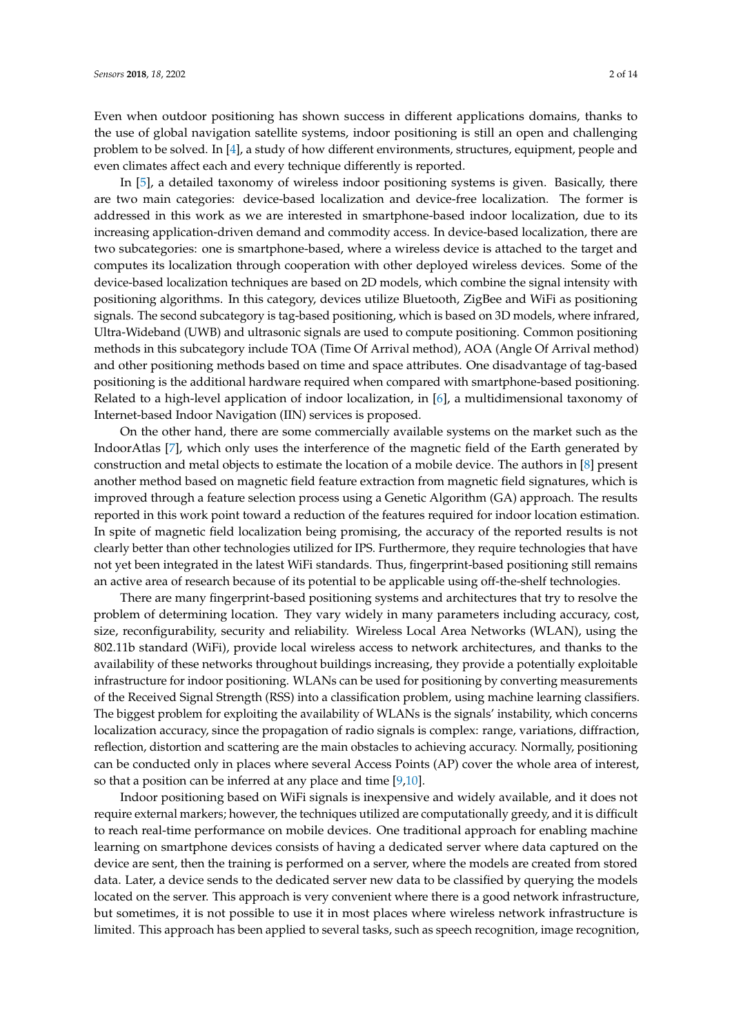Even when outdoor positioning has shown success in different applications domains, thanks to the use of global navigation satellite systems, indoor positioning is still an open and challenging problem to be solved. In [4], a study of how different environments, structures, equipment, people and even climates affect each and every technique differently is reported.

In [5], a detailed taxonomy of wireless indoor positioning systems is given. Basically, there are two main categories: device-based localization and device-free localization. The former is addressed in this work as we are interested in smartphone-based indoor localization, due to its increasing application-driven demand and commodity access. In device-based localization, there are two subcategories: one is smartphone-based, where a wireless device is attached to the target and computes its localization through cooperation with other deployed wireless devices. Some of the device-based localization techniques are based on 2D models, which combine the signal intensity with positioning algorithms. In this category, devices utilize Bluetooth, ZigBee and WiFi as positioning signals. The second subcategory is tag-based positioning, which is based on 3D models, where infrared, Ultra-Wideband (UWB) and ultrasonic signals are used to compute positioning. Common positioning methods in this subcategory include TOA (Time Of Arrival method), AOA (Angle Of Arrival method) and other positioning methods based on time and space attributes. One disadvantage of tag-based positioning is the additional hardware required when compared with smartphone-based positioning. Related to a high-level application of indoor localization, in [6], a multidimensional taxonomy of Internet-based Indoor Navigation (IIN) services is proposed.

On the other hand, there are some commercially available systems on the market such as the IndoorAtlas [7], which only uses the interference of the magnetic field of the Earth generated by construction and metal objects to estimate the location of a mobile device. The authors in [8] present another method based on magnetic field feature extraction from magnetic field signatures, which is improved through a feature selection process using a Genetic Algorithm (GA) approach. The results reported in this work point toward a reduction of the features required for indoor location estimation. In spite of magnetic field localization being promising, the accuracy of the reported results is not clearly better than other technologies utilized for IPS. Furthermore, they require technologies that have not yet been integrated in the latest WiFi standards. Thus, fingerprint-based positioning still remains an active area of research because of its potential to be applicable using off-the-shelf technologies.

There are many fingerprint-based positioning systems and architectures that try to resolve the problem of determining location. They vary widely in many parameters including accuracy, cost, size, reconfigurability, security and reliability. Wireless Local Area Networks (WLAN), using the 802.11b standard (WiFi), provide local wireless access to network architectures, and thanks to the availability of these networks throughout buildings increasing, they provide a potentially exploitable infrastructure for indoor positioning. WLANs can be used for positioning by converting measurements of the Received Signal Strength (RSS) into a classification problem, using machine learning classifiers. The biggest problem for exploiting the availability of WLANs is the signals' instability, which concerns localization accuracy, since the propagation of radio signals is complex: range, variations, diffraction, reflection, distortion and scattering are the main obstacles to achieving accuracy. Normally, positioning can be conducted only in places where several Access Points (AP) cover the whole area of interest, so that a position can be inferred at any place and time [9,10].

Indoor positioning based on WiFi signals is inexpensive and widely available, and it does not require external markers; however, the techniques utilized are computationally greedy, and it is difficult to reach real-time performance on mobile devices. One traditional approach for enabling machine learning on smartphone devices consists of having a dedicated server where data captured on the device are sent, then the training is performed on a server, where the models are created from stored data. Later, a device sends to the dedicated server new data to be classified by querying the models located on the server. This approach is very convenient where there is a good network infrastructure, but sometimes, it is not possible to use it in most places where wireless network infrastructure is limited. This approach has been applied to several tasks, such as speech recognition, image recognition,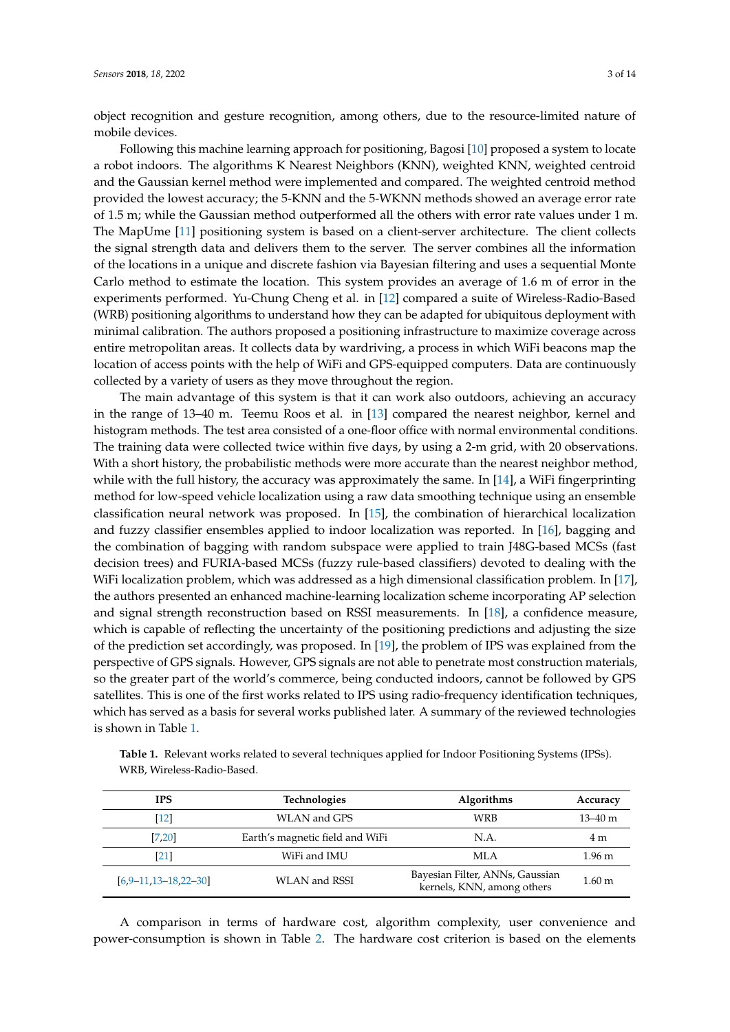object recognition and gesture recognition, among others, due to the resource-limited nature of mobile devices.

Following this machine learning approach for positioning, Bagosi [10] proposed a system to locate a robot indoors. The algorithms K Nearest Neighbors (KNN), weighted KNN, weighted centroid and the Gaussian kernel method were implemented and compared. The weighted centroid method provided the lowest accuracy; the 5-KNN and the 5-WKNN methods showed an average error rate of 1.5 m; while the Gaussian method outperformed all the others with error rate values under 1 m. The MapUme [11] positioning system is based on a client-server architecture. The client collects the signal strength data and delivers them to the server. The server combines all the information of the locations in a unique and discrete fashion via Bayesian filtering and uses a sequential Monte Carlo method to estimate the location. This system provides an average of 1.6 m of error in the experiments performed. Yu-Chung Cheng et al. in [12] compared a suite of Wireless-Radio-Based (WRB) positioning algorithms to understand how they can be adapted for ubiquitous deployment with minimal calibration. The authors proposed a positioning infrastructure to maximize coverage across entire metropolitan areas. It collects data by wardriving, a process in which WiFi beacons map the location of access points with the help of WiFi and GPS-equipped computers. Data are continuously collected by a variety of users as they move throughout the region.

The main advantage of this system is that it can work also outdoors, achieving an accuracy in the range of 13–40 m. Teemu Roos et al. in [13] compared the nearest neighbor, kernel and histogram methods. The test area consisted of a one-floor office with normal environmental conditions. The training data were collected twice within five days, by using a 2-m grid, with 20 observations. With a short history, the probabilistic methods were more accurate than the nearest neighbor method, while with the full history, the accuracy was approximately the same. In [14], a WiFi fingerprinting method for low-speed vehicle localization using a raw data smoothing technique using an ensemble classification neural network was proposed. In [15], the combination of hierarchical localization and fuzzy classifier ensembles applied to indoor localization was reported. In [16], bagging and the combination of bagging with random subspace were applied to train J48G-based MCSs (fast decision trees) and FURIA-based MCSs (fuzzy rule-based classifiers) devoted to dealing with the WiFi localization problem, which was addressed as a high dimensional classification problem. In [17], the authors presented an enhanced machine-learning localization scheme incorporating AP selection and signal strength reconstruction based on RSSI measurements. In [18], a confidence measure, which is capable of reflecting the uncertainty of the positioning predictions and adjusting the size of the prediction set accordingly, was proposed. In [19], the problem of IPS was explained from the perspective of GPS signals. However, GPS signals are not able to penetrate most construction materials, so the greater part of the world's commerce, being conducted indoors, cannot be followed by GPS satellites. This is one of the first works related to IPS using radio-frequency identification techniques, which has served as a basis for several works published later. A summary of the reviewed technologies is shown in Table 1.

**Table 1.** Relevant works related to several techniques applied for Indoor Positioning Systems (IPSs). WRB, Wireless-Radio-Based.

| IPS | Technologies | Algorithms | Accuracy |
|---|---|---|---|
| [12] | WLAN and GPS | WRB | 13–40 m |
| [7,20] | Earth's magnetic field and WiFi | N.A. | 4 m |
| [21] | WiFi and IMU | MLA | 1.96 m |
| [6,9–11,13–18,22–30] | WLAN and RSSI | Bayesian Filter, ANNs, Gaussian kernels, KNN, among others | 1.60 m |

A comparison in terms of hardware cost, algorithm complexity, user convenience and power-consumption is shown in Table 2. The hardware cost criterion is based on the elements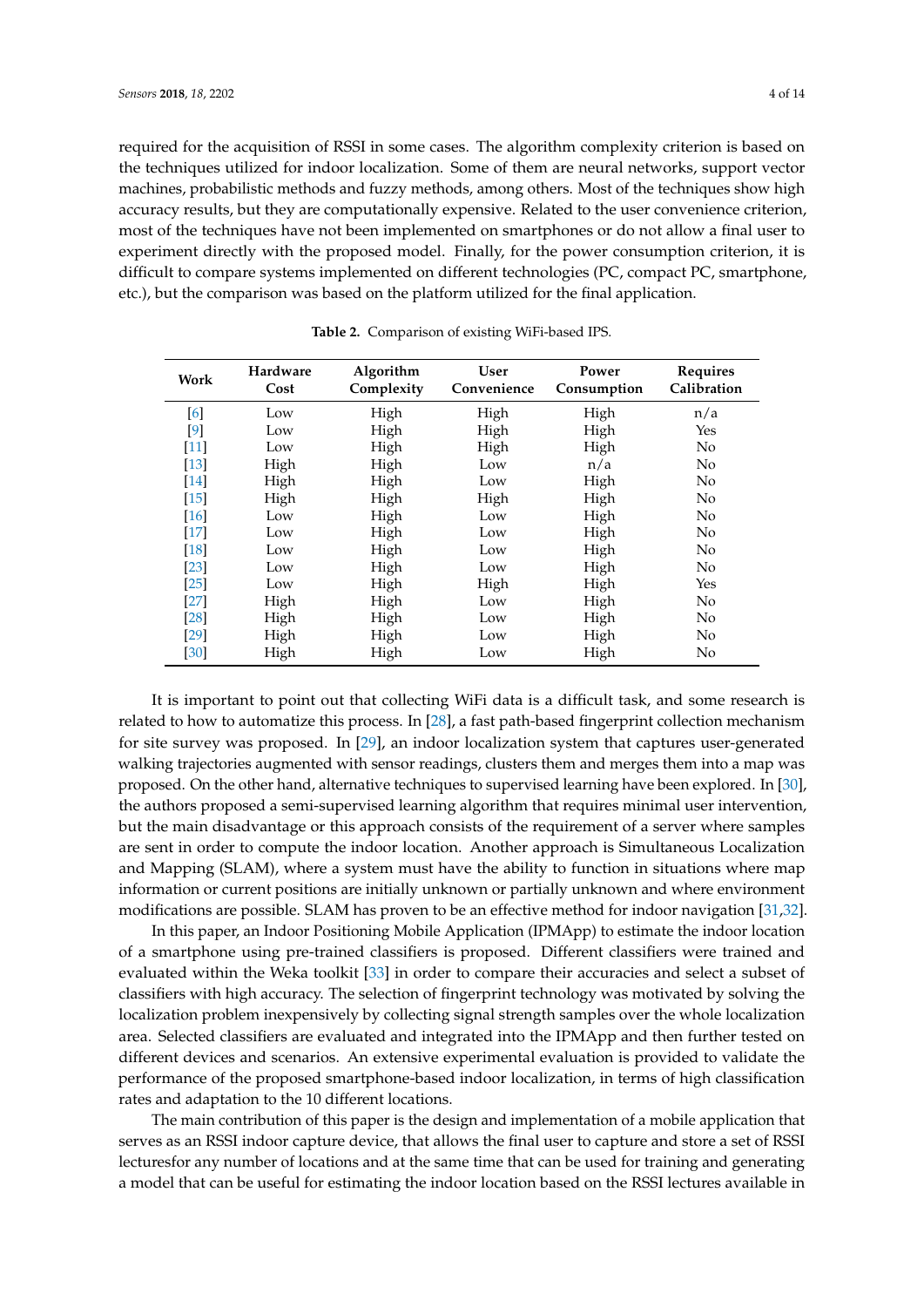required for the acquisition of RSSI in some cases. The algorithm complexity criterion is based on the techniques utilized for indoor localization. Some of them are neural networks, support vector machines, probabilistic methods and fuzzy methods, among others. Most of the techniques show high accuracy results, but they are computationally expensive. Related to the user convenience criterion, most of the techniques have not been implemented on smartphones or do not allow a final user to experiment directly with the proposed model. Finally, for the power consumption criterion, it is difficult to compare systems implemented on different technologies (PC, compact PC, smartphone, etc.), but the comparison was based on the platform utilized for the final application.

**Table 2.** Comparison of existing WiFi-based IPS.

| Work | Hardware Cost | Algorithm Complexity | User Convenience | Power Consumption | Requires Calibration |
|---|---|---|---|---|---|
| [6] | Low | High | High | High | n/a |
| [9] | Low | High | High | High | Yes |
| [11] | Low | High | High | High | No |
| [13] | High | High | Low | n/a | No |
| [14] | High | High | Low | High | No |
| [15] | High | High | High | High | No |
| [16] | Low | High | Low | High | No |
| [17] | Low | High | Low | High | No |
| [18] | Low | High | Low | High | No |
| [23] | Low | High | Low | High | No |
| [25] | Low | High | High | High | Yes |
| [27] | High | High | Low | High | No |
| [28] | High | High | Low | High | No |
| [29] | High | High | Low | High | No |
| [30] | High | High | Low | High | No |

It is important to point out that collecting WiFi data is a difficult task, and some research is related to how to automatize this process. In [28], a fast path-based fingerprint collection mechanism for site survey was proposed. In [29], an indoor localization system that captures user-generated walking trajectories augmented with sensor readings, clusters them and merges them into a map was proposed. On the other hand, alternative techniques to supervised learning have been explored. In [30], the authors proposed a semi-supervised learning algorithm that requires minimal user intervention, but the main disadvantage or this approach consists of the requirement of a server where samples are sent in order to compute the indoor location. Another approach is Simultaneous Localization and Mapping (SLAM), where a system must have the ability to function in situations where map information or current positions are initially unknown or partially unknown and where environment modifications are possible. SLAM has proven to be an effective method for indoor navigation [31,32].

In this paper, an Indoor Positioning Mobile Application (IPMApp) to estimate the indoor location of a smartphone using pre-trained classifiers is proposed. Different classifiers were trained and evaluated within the Weka toolkit [33] in order to compare their accuracies and select a subset of classifiers with high accuracy. The selection of fingerprint technology was motivated by solving the localization problem inexpensively by collecting signal strength samples over the whole localization area. Selected classifiers are evaluated and integrated into the IPMApp and then further tested on different devices and scenarios. An extensive experimental evaluation is provided to validate the performance of the proposed smartphone-based indoor localization, in terms of high classification rates and adaptation to the 10 different locations.

The main contribution of this paper is the design and implementation of a mobile application that serves as an RSSI indoor capture device, that allows the final user to capture and store a set of RSSI lecturesfor any number of locations and at the same time that can be used for training and generating a model that can be useful for estimating the indoor location based on the RSSI lectures available in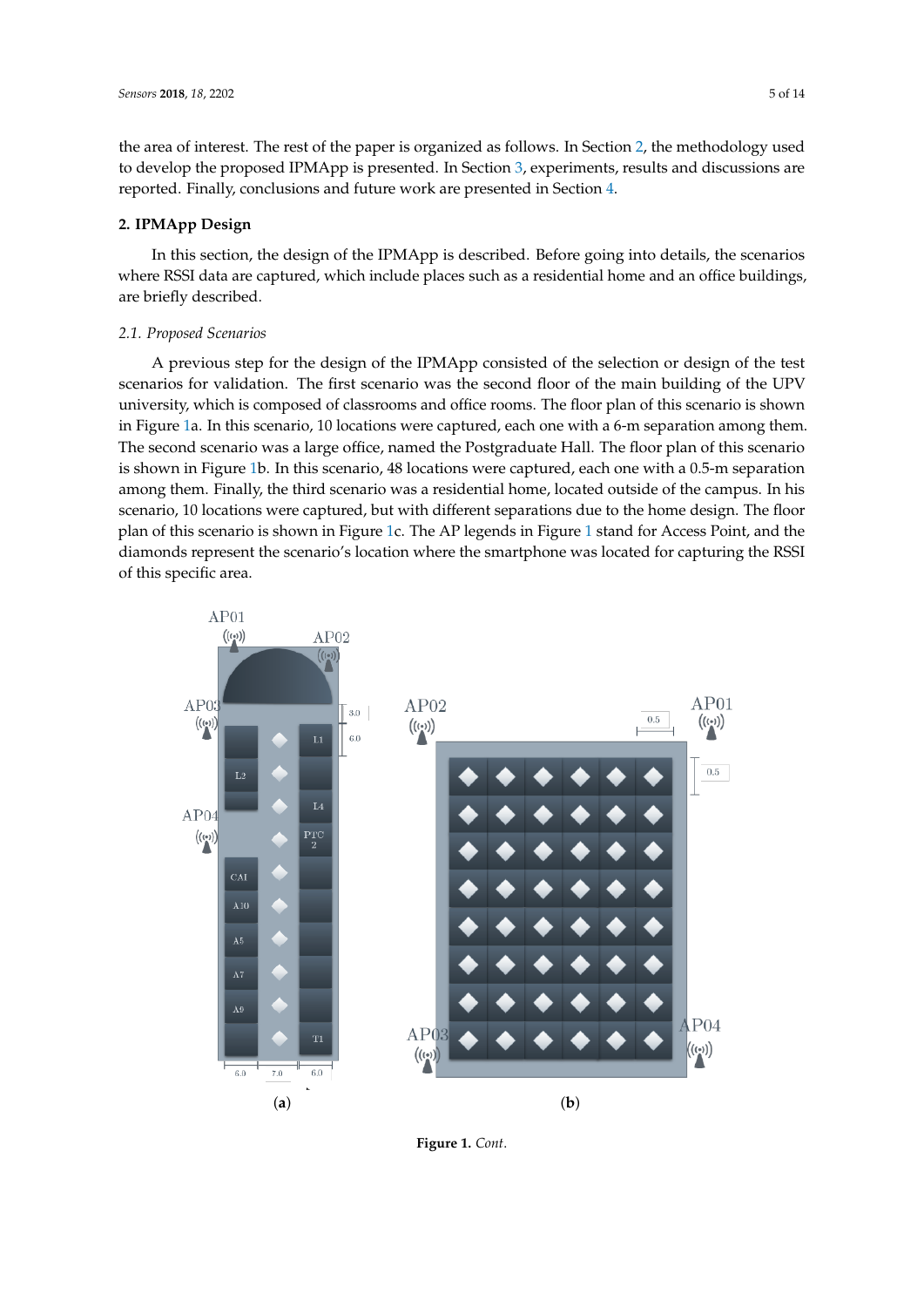the area of interest. The rest of the paper is organized as follows. In Section 2, the methodology used to develop the proposed IPMApp is presented. In Section 3, experiments, results and discussions are reported. Finally, conclusions and future work are presented in Section 4.

## 2. IPMApp Design

In this section, the design of the IPMApp is described. Before going into details, the scenarios where RSSI data are captured, which include places such as a residential home and an office buildings, are briefly described.

### *2.1. Proposed Scenarios*

A previous step for the design of the IPMApp consisted of the selection or design of the test scenarios for validation. The first scenario was the second floor of the main building of the UPV university, which is composed of classrooms and office rooms. The floor plan of this scenario is shown in Figure 1a. In this scenario, 10 locations were captured, each one with a 6-m separation among them. The second scenario was a large office, named the Postgraduate Hall. The floor plan of this scenario is shown in Figure 1b. In this scenario, 48 locations were captured, each one with a 0.5-m separation among them. Finally, the third scenario was a residential home, located outside of the campus. In his scenario, 10 locations were captured, but with different separations due to the home design. The floor plan of this scenario is shown in Figure 1c. The AP legends in Figure 1 stand for Access Point, and the diamonds represent the scenario's location where the smartphone was located for capturing the RSSI of this specific area.

AP01
AP02
AP03
AP04
3.0
6.0
L1
L2
L4
PTC 2
CAI
A10
A5
A7
A9
T1
6.0
7.0
6.0

(**a**)

AP02
AP01
0.5
0.5
AP03
AP04

(**b**)

**Figure 1.** *Cont.*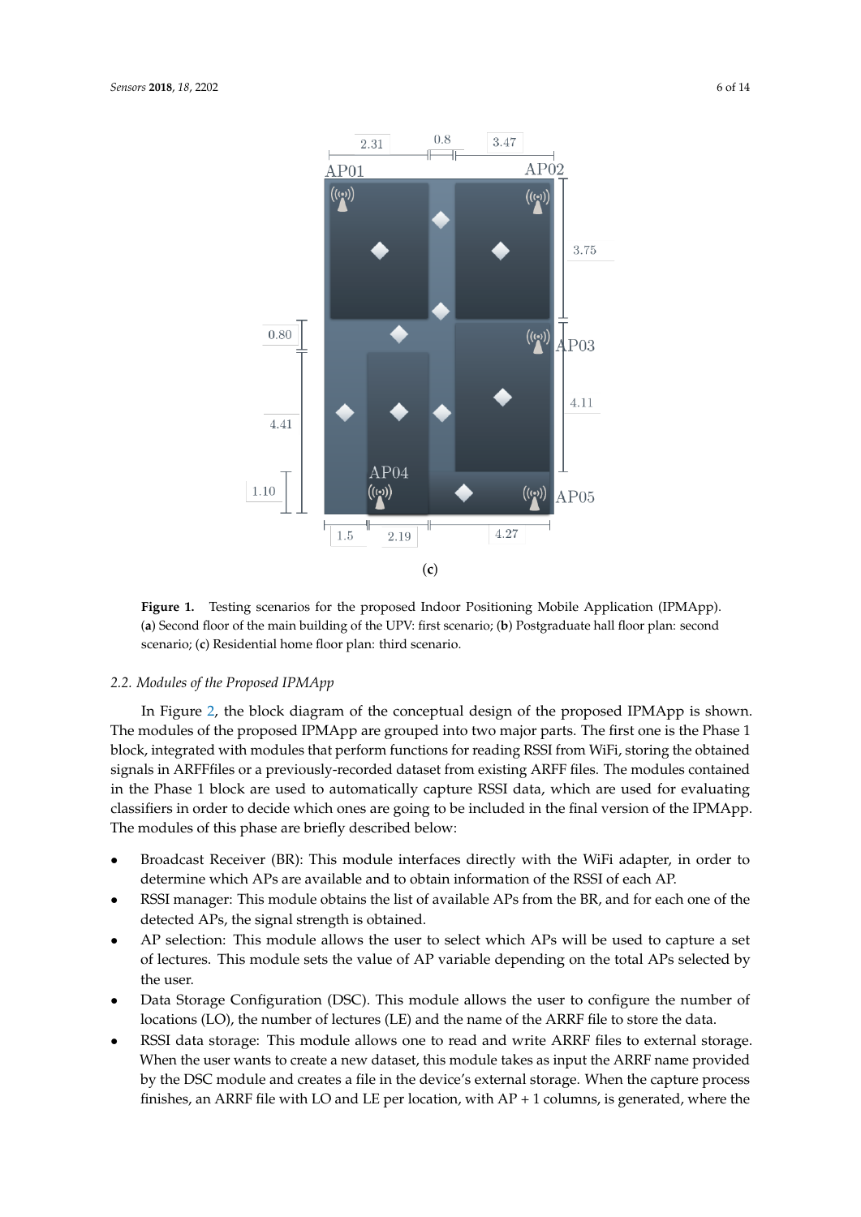2.31
0.8
3.47
AP01
AP02
3.75
0.80
AP03
4.11
4.41
AP04
1.10
AP05
1.5
2.19
4.27

(**c**)

**Figure 1.** Testing scenarios for the proposed Indoor Positioning Mobile Application (IPMApp). (**a**) Second floor of the main building of the UPV: first scenario; (**b**) Postgraduate hall floor plan: second scenario; (**c**) Residential home floor plan: third scenario.

### *2.2. Modules of the Proposed IPMApp*

In Figure 2, the block diagram of the conceptual design of the proposed IPMApp is shown. The modules of the proposed IPMApp are grouped into two major parts. The first one is the Phase 1 block, integrated with modules that perform functions for reading RSSI from WiFi, storing the obtained signals in ARFFfiles or a previously-recorded dataset from existing ARFF files. The modules contained in the Phase 1 block are used to automatically capture RSSI data, which are used for evaluating classifiers in order to decide which ones are going to be included in the final version of the IPMApp. The modules of this phase are briefly described below:

- Broadcast Receiver (BR): This module interfaces directly with the WiFi adapter, in order to determine which APs are available and to obtain information of the RSSI of each AP.
- RSSI manager: This module obtains the list of available APs from the BR, and for each one of the detected APs, the signal strength is obtained.
- AP selection: This module allows the user to select which APs will be used to capture a set of lectures. This module sets the value of AP variable depending on the total APs selected by the user.
- Data Storage Configuration (DSC). This module allows the user to configure the number of locations (LO), the number of lectures (LE) and the name of the ARRF file to store the data.
- RSSI data storage: This module allows one to read and write ARRF files to external storage. When the user wants to create a new dataset, this module takes as input the ARRF name provided by the DSC module and creates a file in the device's external storage. When the capture process finishes, an ARRF file with LO and LE per location, with AP + 1 columns, is generated, where the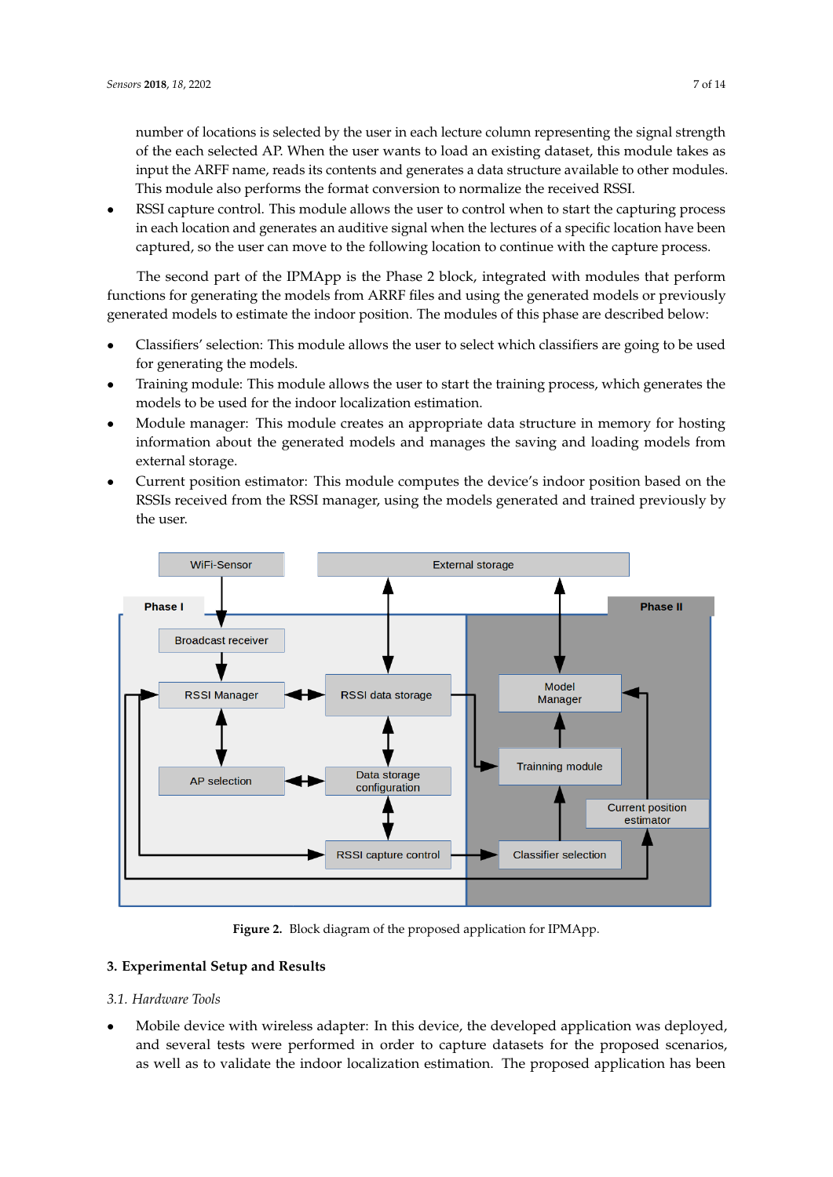number of locations is selected by the user in each lecture column representing the signal strength of the each selected AP. When the user wants to load an existing dataset, this module takes as input the ARFF name, reads its contents and generates a data structure available to other modules. This module also performs the format conversion to normalize the received RSSI.

- RSSI capture control. This module allows the user to control when to start the capturing process in each location and generates an auditive signal when the lectures of a specific location have been captured, so the user can move to the following location to continue with the capture process.

The second part of the IPMApp is the Phase 2 block, integrated with modules that perform functions for generating the models from ARRF files and using the generated models or previously generated models to estimate the indoor position. The modules of this phase are described below:

- Classifiers' selection: This module allows the user to select which classifiers are going to be used for generating the models.
- Training module: This module allows the user to start the training process, which generates the models to be used for the indoor localization estimation.
- Module manager: This module creates an appropriate data structure in memory for hosting information about the generated models and manages the saving and loading models from external storage.
- Current position estimator: This module computes the device's indoor position based on the RSSIs received from the RSSI manager, using the models generated and trained previously by the user.

**Figure 2.** Block diagram of the proposed application for IPMApp.

## 3. Experimental Setup and Results

### 3.1. Hardware Tools

- Mobile device with wireless adapter: In this device, the developed application was deployed, and several tests were performed in order to capture datasets for the proposed scenarios, as well as to validate the indoor localization estimation. The proposed application has been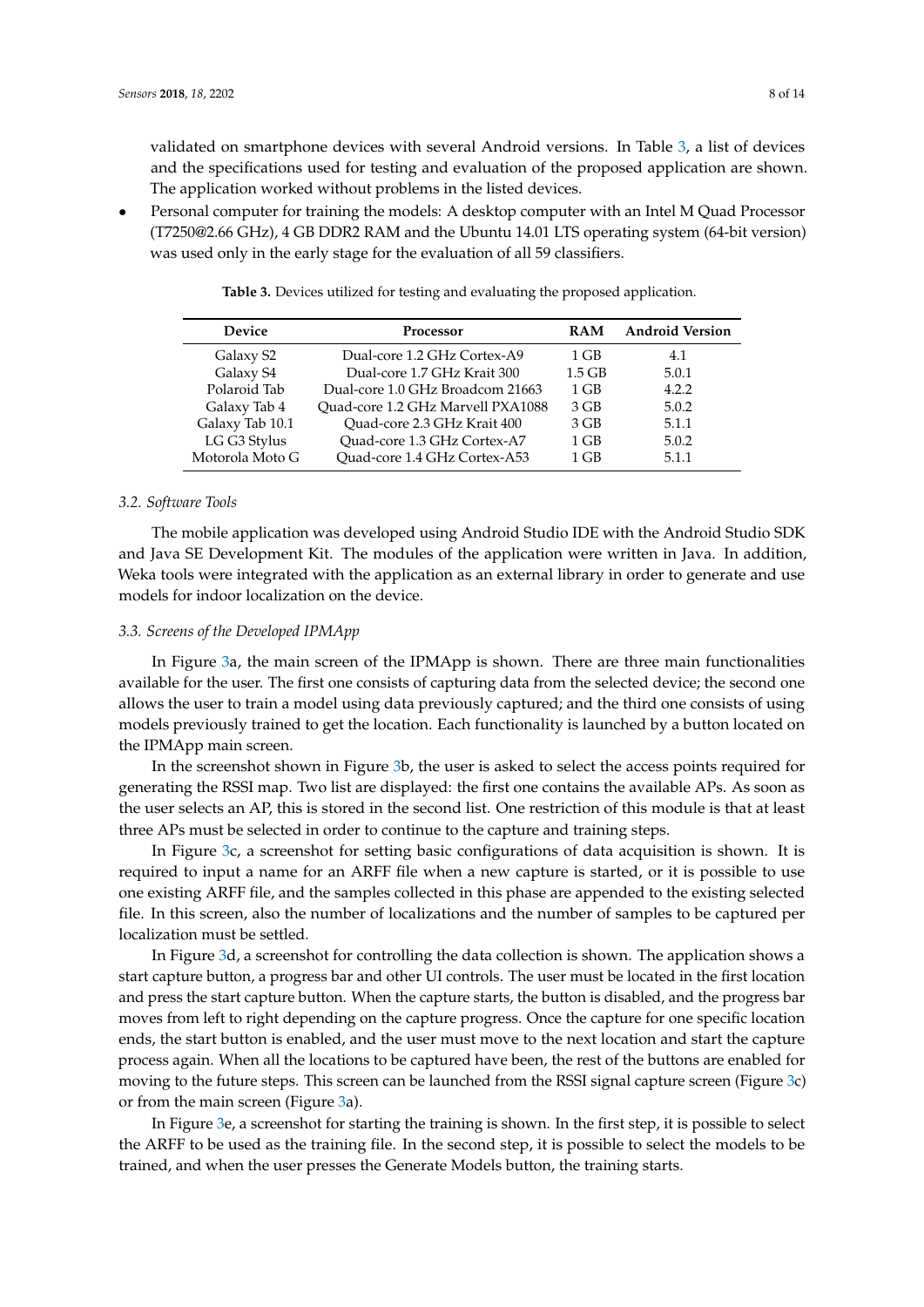validated on smartphone devices with several Android versions. In Table 3, a list of devices and the specifications used for testing and evaluation of the proposed application are shown. The application worked without problems in the listed devices.

- Personal computer for training the models: A desktop computer with an Intel M Quad Processor (T7250@2.66 GHz), 4 GB DDR2 RAM and the Ubuntu 14.01 LTS operating system (64-bit version) was used only in the early stage for the evaluation of all 59 classifiers.

**Table 3.** Devices utilized for testing and evaluating the proposed application.

| Device | Processor | RAM | Android Version |
|---|---|---|---|
| Galaxy S2 | Dual-core 1.2 GHz Cortex-A9 | 1 GB | 4.1 |
| Galaxy S4 | Dual-core 1.7 GHz Krait 300 | 1.5 GB | 5.0.1 |
| Polaroid Tab | Dual-core 1.0 GHz Broadcom 21663 | 1 GB | 4.2.2 |
| Galaxy Tab 4 | Quad-core 1.2 GHz Marvell PXA1088 | 3 GB | 5.0.2 |
| Galaxy Tab 10.1 | Quad-core 2.3 GHz Krait 400 | 3 GB | 5.1.1 |
| LG G3 Stylus | Quad-core 1.3 GHz Cortex-A7 | 1 GB | 5.0.2 |
| Motorola Moto G | Quad-core 1.4 GHz Cortex-A53 | 1 GB | 5.1.1 |

### *3.2. Software Tools*

The mobile application was developed using Android Studio IDE with the Android Studio SDK and Java SE Development Kit. The modules of the application were written in Java. In addition, Weka tools were integrated with the application as an external library in order to generate and use models for indoor localization on the device.

### *3.3. Screens of the Developed IPMApp*

In Figure 3a, the main screen of the IPMApp is shown. There are three main functionalities available for the user. The first one consists of capturing data from the selected device; the second one allows the user to train a model using data previously captured; and the third one consists of using models previously trained to get the location. Each functionality is launched by a button located on the IPMApp main screen.

In the screenshot shown in Figure 3b, the user is asked to select the access points required for generating the RSSI map. Two list are displayed: the first one contains the available APs. As soon as the user selects an AP, this is stored in the second list. One restriction of this module is that at least three APs must be selected in order to continue to the capture and training steps.

In Figure 3c, a screenshot for setting basic configurations of data acquisition is shown. It is required to input a name for an ARFF file when a new capture is started, or it is possible to use one existing ARFF file, and the samples collected in this phase are appended to the existing selected file. In this screen, also the number of localizations and the number of samples to be captured per localization must be settled.

In Figure 3d, a screenshot for controlling the data collection is shown. The application shows a start capture button, a progress bar and other UI controls. The user must be located in the first location and press the start capture button. When the capture starts, the button is disabled, and the progress bar moves from left to right depending on the capture progress. Once the capture for one specific location ends, the start button is enabled, and the user must move to the next location and start the capture process again. When all the locations to be captured have been, the rest of the buttons are enabled for moving to the future steps. This screen can be launched from the RSSI signal capture screen (Figure 3c) or from the main screen (Figure 3a).

In Figure 3e, a screenshot for starting the training is shown. In the first step, it is possible to select the ARFF to be used as the training file. In the second step, it is possible to select the models to be trained, and when the user presses the Generate Models button, the training starts.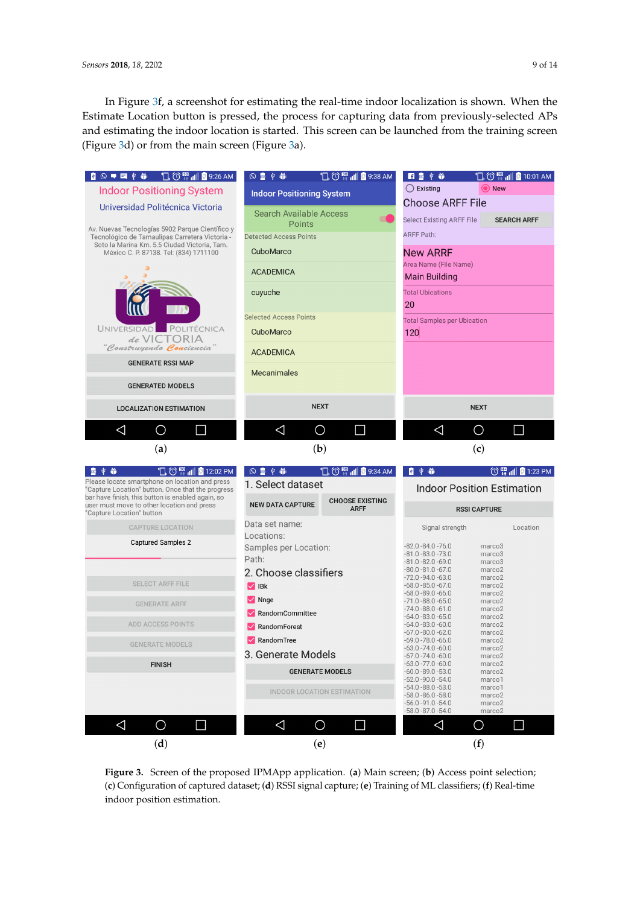In Figure 3f, a screenshot for estimating the real-time indoor localization is shown. When the Estimate Location button is pressed, the process for capturing data from previously-selected APs and estimating the indoor location is started. This screen can be launched from the training screen (Figure 3d) or from the main screen (Figure 3a).

**Figure 3.** Screen of the proposed IPMApp application. (**a**) Main screen; (**b**) Access point selection; (**c**) Configuration of captured dataset; (**d**) RSSI signal capture; (**e**) Training of ML classifiers; (**f**) Real-time indoor position estimation.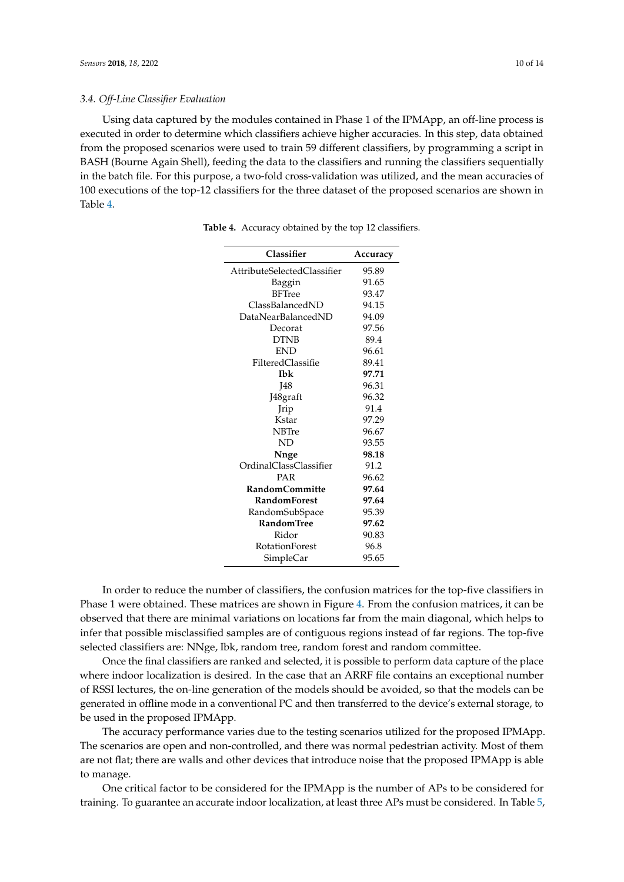### 3.4. Off-Line Classifier Evaluation

Using data captured by the modules contained in Phase 1 of the IPMApp, an off-line process is executed in order to determine which classifiers achieve higher accuracies. In this step, data obtained from the proposed scenarios were used to train 59 different classifiers, by programming a script in BASH (Bourne Again Shell), feeding the data to the classifiers and running the classifiers sequentially in the batch file. For this purpose, a two-fold cross-validation was utilized, and the mean accuracies of 100 executions of the top-12 classifiers for the three dataset of the proposed scenarios are shown in Table 4.

**Table 4.** Accuracy obtained by the top 12 classifiers.

| Classifier | Accuracy |
|---|---|
| AttributeSelectedClassifier | 95.89 |
| Baggin | 91.65 |
| BFTree | 93.47 |
| ClassBalancedND | 94.15 |
| DataNearBalancedND | 94.09 |
| Decorat | 97.56 |
| DTNB | 89.4 |
| END | 96.61 |
| FilteredClassifie | 89.41 |
| **Ibk** | **97.71** |
| J48 | 96.31 |
| J48graft | 96.32 |
| Jrip | 91.4 |
| Kstar | 97.29 |
| NBTre | 96.67 |
| ND | 93.55 |
| **Nnge** | **98.18** |
| OrdinalClassClassifier | 91.2 |
| PAR | 96.62 |
| **RandomCommitte** | **97.64** |
| **RandomForest** | **97.64** |
| RandomSubSpace | 95.39 |
| **RandomTree** | **97.62** |
| Ridor | 90.83 |
| RotationForest | 96.8 |
| SimpleCar | 95.65 |

In order to reduce the number of classifiers, the confusion matrices for the top-five classifiers in Phase 1 were obtained. These matrices are shown in Figure 4. From the confusion matrices, it can be observed that there are minimal variations on locations far from the main diagonal, which helps to infer that possible misclassified samples are of contiguous regions instead of far regions. The top-five selected classifiers are: NNge, Ibk, random tree, random forest and random committee.

Once the final classifiers are ranked and selected, it is possible to perform data capture of the place where indoor localization is desired. In the case that an ARRF file contains an exceptional number of RSSI lectures, the on-line generation of the models should be avoided, so that the models can be generated in offline mode in a conventional PC and then transferred to the device's external storage, to be used in the proposed IPMApp.

The accuracy performance varies due to the testing scenarios utilized for the proposed IPMApp. The scenarios are open and non-controlled, and there was normal pedestrian activity. Most of them are not flat; there are walls and other devices that introduce noise that the proposed IPMApp is able to manage.

One critical factor to be considered for the IPMApp is the number of APs to be considered for training. To guarantee an accurate indoor localization, at least three APs must be considered. In Table 5,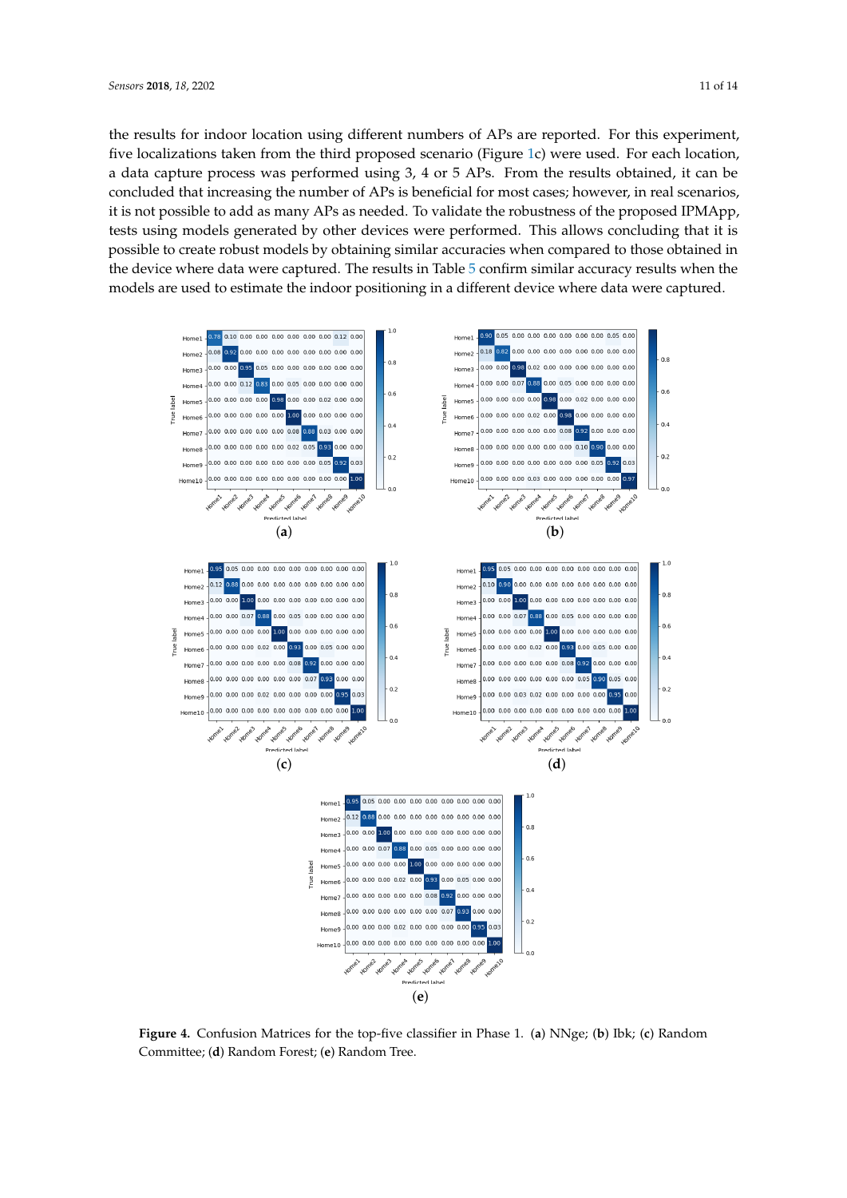the results for indoor location using different numbers of APs are reported. For this experiment, five localizations taken from the third proposed scenario (Figure 1c) were used. For each location, a data capture process was performed using 3, 4 or 5 APs. From the results obtained, it can be concluded that increasing the number of APs is beneficial for most cases; however, in real scenarios, it is not possible to add as many APs as needed. To validate the robustness of the proposed IPMApp, tests using models generated by other devices were performed. This allows concluding that it is possible to create robust models by obtaining similar accuracies when compared to those obtained in the device where data were captured. The results in Table 5 confirm similar accuracy results when the models are used to estimate the indoor positioning in a different device where data were captured.

(a)

(b)

(c)

(d)

(e)

**Figure 4.** Confusion Matrices for the top-five classifier in Phase 1. (**a**) NNge; (**b**) Ibk; (**c**) Random Committee; (**d**) Random Forest; (**e**) Random Tree.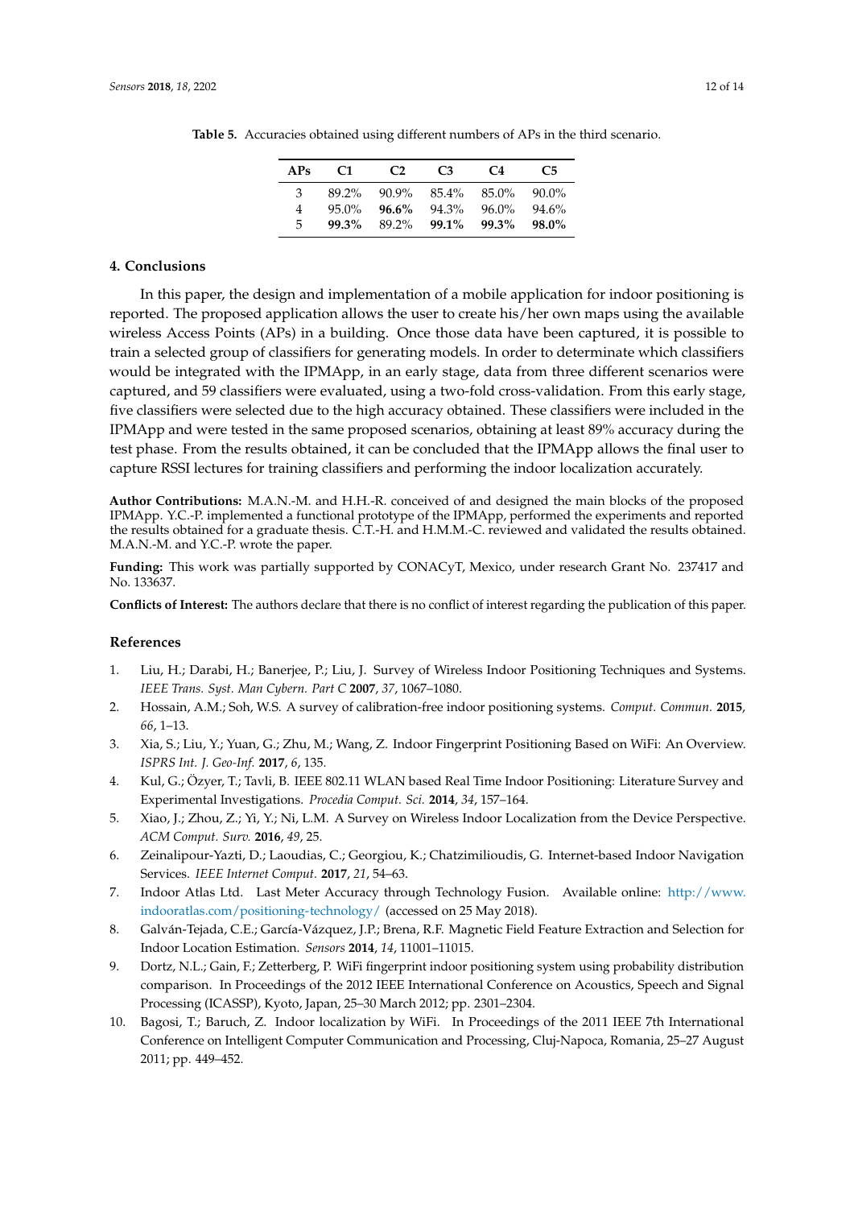**Table 5.** Accuracies obtained using different numbers of APs in the third scenario.

| APs | C1 | C2 | C3 | C4 | C5 |
|---|---|---|---|---|---|
| 3 | 89.2% | 90.9% | 85.4% | 85.0% | 90.0% |
| 4 | 95.0% | **96.6%** | 94.3% | 96.0% | 94.6% |
| 5 | **99.3%** | 89.2% | **99.1%** | **99.3%** | **98.0%** |

## 4. Conclusions

In this paper, the design and implementation of a mobile application for indoor positioning is reported. The proposed application allows the user to create his/her own maps using the available wireless Access Points (APs) in a building. Once those data have been captured, it is possible to train a selected group of classifiers for generating models. In order to determinate which classifiers would be integrated with the IPMApp, in an early stage, data from three different scenarios were captured, and 59 classifiers were evaluated, using a two-fold cross-validation. From this early stage, five classifiers were selected due to the high accuracy obtained. These classifiers were included in the IPMApp and were tested in the same proposed scenarios, obtaining at least 89% accuracy during the test phase. From the results obtained, it can be concluded that the IPMApp allows the final user to capture RSSI lectures for training classifiers and performing the indoor localization accurately.

**Author Contributions:** M.A.N.-M. and H.H.-R. conceived of and designed the main blocks of the proposed IPMApp. Y.C.-P. implemented a functional prototype of the IPMApp, performed the experiments and reported the results obtained for a graduate thesis. C.T.-H. and H.M.M.-C. reviewed and validated the results obtained. M.A.N.-M. and Y.C.-P. wrote the paper.

**Funding:** This work was partially supported by CONACyT, Mexico, under research Grant No. 237417 and No. 133637.

**Conflicts of Interest:** The authors declare that there is no conflict of interest regarding the publication of this paper.

## References

1. Liu, H.; Darabi, H.; Banerjee, P.; Liu, J. Survey of Wireless Indoor Positioning Techniques and Systems. *IEEE Trans. Syst. Man Cybern. Part C* **2007**, *37*, 1067–1080.
2. Hossain, A.M.; Soh, W.S. A survey of calibration-free indoor positioning systems. *Comput. Commun.* **2015**, *66*, 1–13.
3. Xia, S.; Liu, Y.; Yuan, G.; Zhu, M.; Wang, Z. Indoor Fingerprint Positioning Based on WiFi: An Overview. *ISPRS Int. J. Geo-Inf.* **2017**, *6*, 135.
4. Kul, G.; Özyer, T.; Tavli, B. IEEE 802.11 WLAN based Real Time Indoor Positioning: Literature Survey and Experimental Investigations. *Procedia Comput. Sci.* **2014**, *34*, 157–164.
5. Xiao, J.; Zhou, Z.; Yi, Y.; Ni, L.M. A Survey on Wireless Indoor Localization from the Device Perspective. *ACM Comput. Surv.* **2016**, *49*, 25.
6. Zeinalipour-Yazti, D.; Laoudias, C.; Georgiou, K.; Chatzimilioudis, G. Internet-based Indoor Navigation Services. *IEEE Internet Comput.* **2017**, *21*, 54–63.
7. Indoor Atlas Ltd. Last Meter Accuracy through Technology Fusion. Available online: http://www.indooratlas.com/positioning-technology/ (accessed on 25 May 2018).
8. Galván-Tejada, C.E.; García-Vázquez, J.P.; Brena, R.F. Magnetic Field Feature Extraction and Selection for Indoor Location Estimation. *Sensors* **2014**, *14*, 11001–11015.
9. Dortz, N.L.; Gain, F.; Zetterberg, P. WiFi fingerprint indoor positioning system using probability distribution comparison. In Proceedings of the 2012 IEEE International Conference on Acoustics, Speech and Signal Processing (ICASSP), Kyoto, Japan, 25–30 March 2012; pp. 2301–2304.
10. Bagosi, T.; Baruch, Z. Indoor localization by WiFi. In Proceedings of the 2011 IEEE 7th International Conference on Intelligent Computer Communication and Processing, Cluj-Napoca, Romania, 25–27 August 2011; pp. 449–452.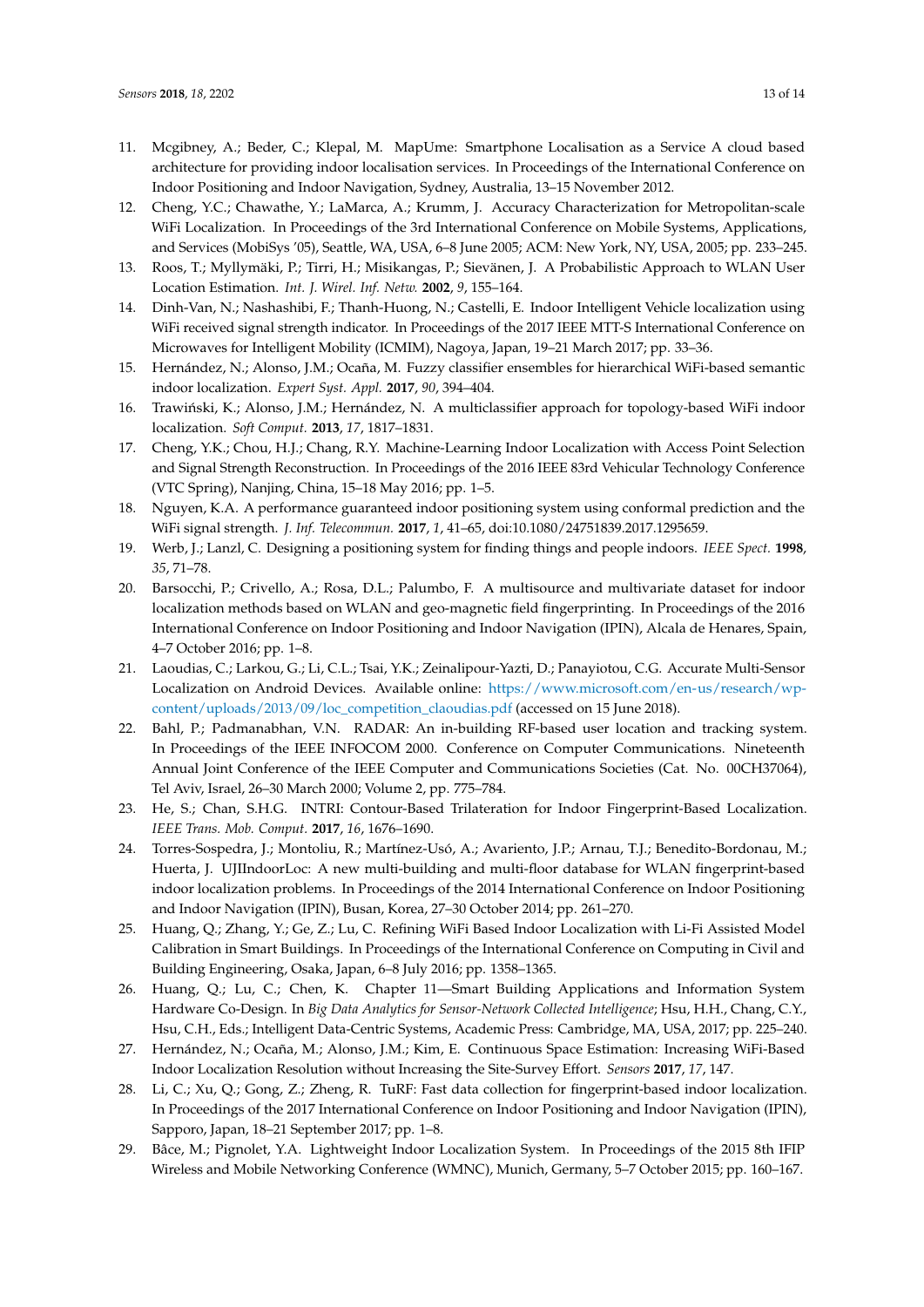11. Mcgibney, A.; Beder, C.; Klepal, M. MapUme: Smartphone Localisation as a Service A cloud based architecture for providing indoor localisation services. In Proceedings of the International Conference on Indoor Positioning and Indoor Navigation, Sydney, Australia, 13–15 November 2012.
12. Cheng, Y.C.; Chawathe, Y.; LaMarca, A.; Krumm, J. Accuracy Characterization for Metropolitan-scale WiFi Localization. In Proceedings of the 3rd International Conference on Mobile Systems, Applications, and Services (MobiSys '05), Seattle, WA, USA, 6–8 June 2005; ACM: New York, NY, USA, 2005; pp. 233–245.
13. Roos, T.; Myllymäki, P.; Tirri, H.; Misikangas, P.; Sievänen, J. A Probabilistic Approach to WLAN User Location Estimation. *Int. J. Wirel. Inf. Netw.* **2002**, *9*, 155–164.
14. Dinh-Van, N.; Nashashibi, F.; Thanh-Huong, N.; Castelli, E. Indoor Intelligent Vehicle localization using WiFi received signal strength indicator. In Proceedings of the 2017 IEEE MTT-S International Conference on Microwaves for Intelligent Mobility (ICMIM), Nagoya, Japan, 19–21 March 2017; pp. 33–36.
15. Hernández, N.; Alonso, J.M.; Ocaña, M. Fuzzy classifier ensembles for hierarchical WiFi-based semantic indoor localization. *Expert Syst. Appl.* **2017**, *90*, 394–404.
16. Trawiński, K.; Alonso, J.M.; Hernández, N. A multiclassifier approach for topology-based WiFi indoor localization. *Soft Comput.* **2013**, *17*, 1817–1831.
17. Cheng, Y.K.; Chou, H.J.; Chang, R.Y. Machine-Learning Indoor Localization with Access Point Selection and Signal Strength Reconstruction. In Proceedings of the 2016 IEEE 83rd Vehicular Technology Conference (VTC Spring), Nanjing, China, 15–18 May 2016; pp. 1–5.
18. Nguyen, K.A. A performance guaranteed indoor positioning system using conformal prediction and the WiFi signal strength. *J. Inf. Telecommun.* **2017**, *1*, 41–65, doi:10.1080/24751839.2017.1295659.
19. Werb, J.; Lanzl, C. Designing a positioning system for finding things and people indoors. *IEEE Spect.* **1998**, *35*, 71–78.
20. Barsocchi, P.; Crivello, A.; Rosa, D.L.; Palumbo, F. A multisource and multivariate dataset for indoor localization methods based on WLAN and geo-magnetic field fingerprinting. In Proceedings of the 2016 International Conference on Indoor Positioning and Indoor Navigation (IPIN), Alcala de Henares, Spain, 4–7 October 2016; pp. 1–8.
21. Laoudias, C.; Larkou, G.; Li, C.L.; Tsai, Y.K.; Zeinalipour-Yazti, D.; Panayiotou, C.G. Accurate Multi-Sensor Localization on Android Devices. Available online: https://www.microsoft.com/en-us/research/wp-content/uploads/2013/09/loc_competition_claoudias.pdf (accessed on 15 June 2018).
22. Bahl, P.; Padmanabhan, V.N. RADAR: An in-building RF-based user location and tracking system. In Proceedings of the IEEE INFOCOM 2000. Conference on Computer Communications. Nineteenth Annual Joint Conference of the IEEE Computer and Communications Societies (Cat. No. 00CH37064), Tel Aviv, Israel, 26–30 March 2000; Volume 2, pp. 775–784.
23. He, S.; Chan, S.H.G. INTRI: Contour-Based Trilateration for Indoor Fingerprint-Based Localization. *IEEE Trans. Mob. Comput.* **2017**, *16*, 1676–1690.
24. Torres-Sospedra, J.; Montoliu, R.; Martínez-Usó, A.; Avariento, J.P.; Arnau, T.J.; Benedito-Bordonau, M.; Huerta, J. UJIIndoorLoc: A new multi-building and multi-floor database for WLAN fingerprint-based indoor localization problems. In Proceedings of the 2014 International Conference on Indoor Positioning and Indoor Navigation (IPIN), Busan, Korea, 27–30 October 2014; pp. 261–270.
25. Huang, Q.; Zhang, Y.; Ge, Z.; Lu, C. Refining WiFi Based Indoor Localization with Li-Fi Assisted Model Calibration in Smart Buildings. In Proceedings of the International Conference on Computing in Civil and Building Engineering, Osaka, Japan, 6–8 July 2016; pp. 1358–1365.
26. Huang, Q.; Lu, C.; Chen, K. Chapter 11—Smart Building Applications and Information System Hardware Co-Design. In *Big Data Analytics for Sensor-Network Collected Intelligence*; Hsu, H.H., Chang, C.Y., Hsu, C.H., Eds.; Intelligent Data-Centric Systems, Academic Press: Cambridge, MA, USA, 2017; pp. 225–240.
27. Hernández, N.; Ocaña, M.; Alonso, J.M.; Kim, E. Continuous Space Estimation: Increasing WiFi-Based Indoor Localization Resolution without Increasing the Site-Survey Effort. *Sensors* **2017**, *17*, 147.
28. Li, C.; Xu, Q.; Gong, Z.; Zheng, R. TuRF: Fast data collection for fingerprint-based indoor localization. In Proceedings of the 2017 International Conference on Indoor Positioning and Indoor Navigation (IPIN), Sapporo, Japan, 18–21 September 2017; pp. 1–8.
29. Bâce, M.; Pignolet, Y.A. Lightweight Indoor Localization System. In Proceedings of the 2015 8th IFIP Wireless and Mobile Networking Conference (WMNC), Munich, Germany, 5–7 October 2015; pp. 160–167.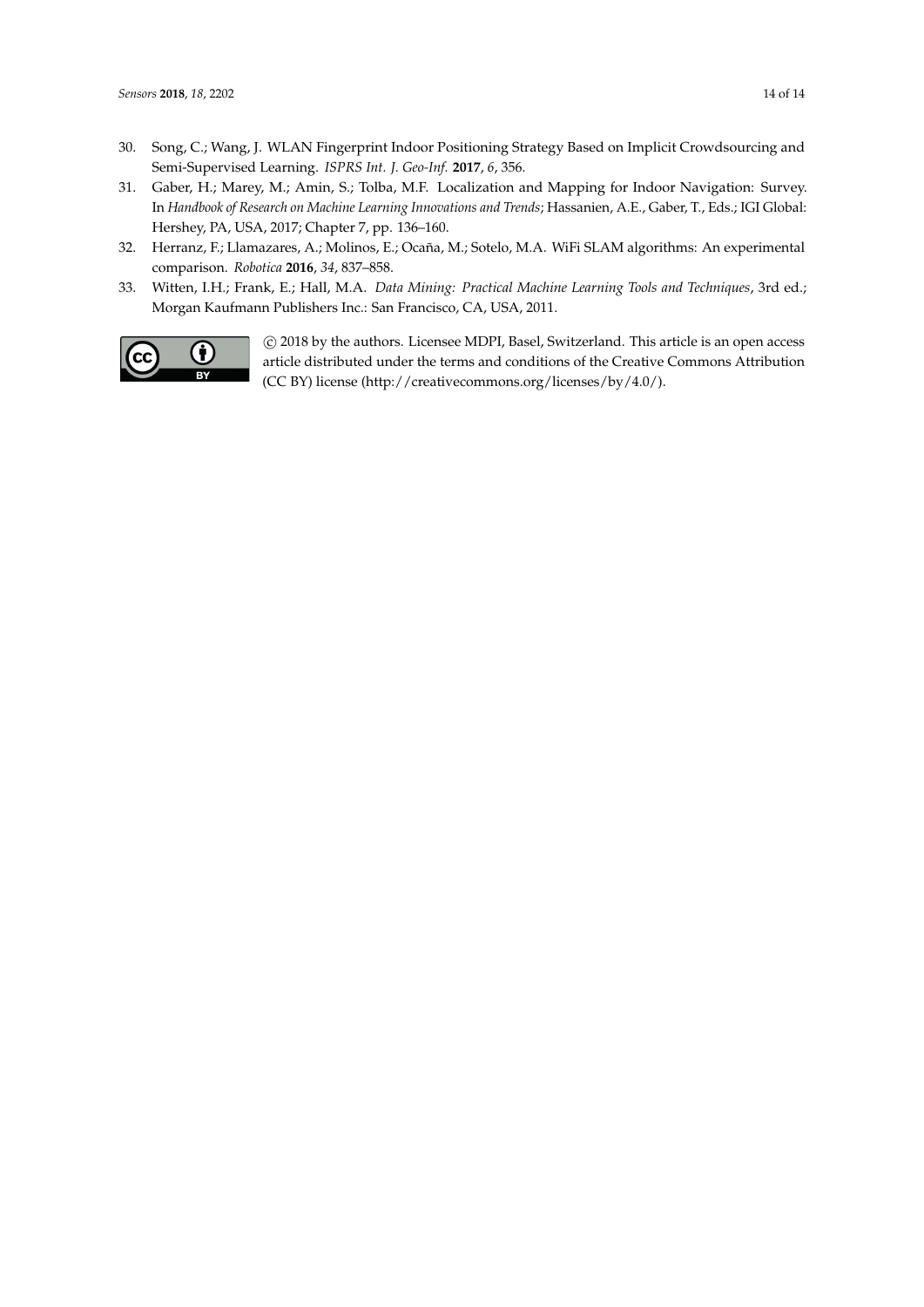30. Song, C.; Wang, J. WLAN Fingerprint Indoor Positioning Strategy Based on Implicit Crowdsourcing and Semi-Supervised Learning. *ISPRS Int. J. Geo-Inf.* **2017**, *6*, 356.
31. Gaber, H.; Marey, M.; Amin, S.; Tolba, M.F. Localization and Mapping for Indoor Navigation: Survey. In *Handbook of Research on Machine Learning Innovations and Trends*; Hassanien, A.E., Gaber, T., Eds.; IGI Global: Hershey, PA, USA, 2017; Chapter 7, pp. 136–160.
32. Herranz, F.; Llamazares, A.; Molinos, E.; Ocaña, M.; Sotelo, M.A. WiFi SLAM algorithms: An experimental comparison. *Robotica* **2016**, *34*, 837–858.
33. Witten, I.H.; Frank, E.; Hall, M.A. *Data Mining: Practical Machine Learning Tools and Techniques*, 3rd ed.; Morgan Kaufmann Publishers Inc.: San Francisco, CA, USA, 2011.

© 2018 by the authors. Licensee MDPI, Basel, Switzerland. This article is an open access article distributed under the terms and conditions of the Creative Commons Attribution (CC BY) license (http://creativecommons.org/licenses/by/4.0/).